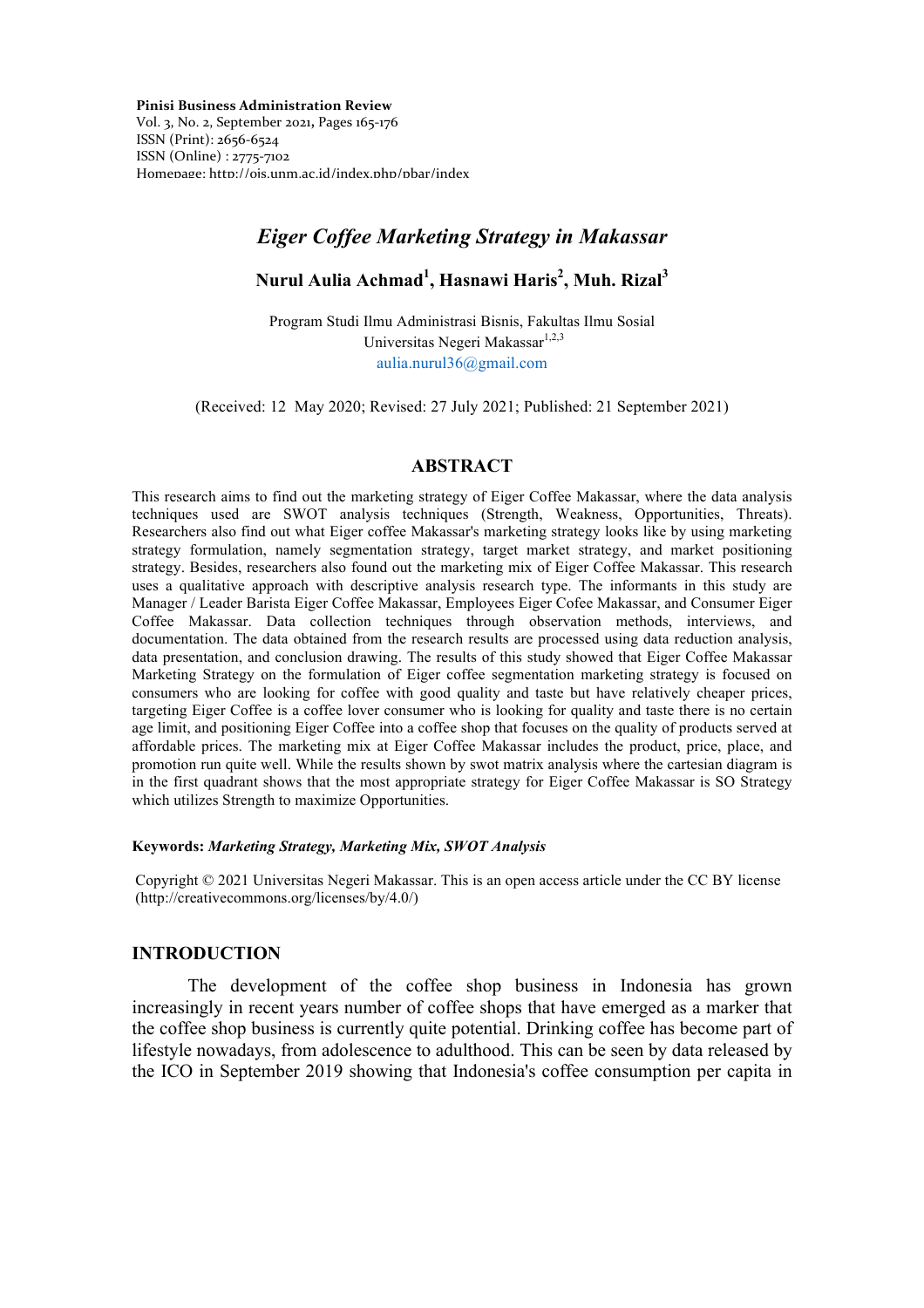**Pinisi Business Administration Review**
Vol. 3, No. 2, September 2021, Pages 165-176
ISSN (Print): 2656-6524
ISSN (Online) : 2775-7102
Homepage: http://ojs.unm.ac.id/index.php/pbar/index

# *Eiger Coffee Marketing Strategy in Makassar*

**Nurul Aulia Achmad[1], Hasnawi Haris[2], Muh. Rizal[3]**

Program Studi Ilmu Administrasi Bisnis, Fakultas Ilmu Sosial
Universitas Negeri Makassar[1,2,3]
aulia.nurul36@gmail.com

(Received: 12 May 2020; Revised: 27 July 2021; Published: 21 September 2021)

## ABSTRACT

This research aims to find out the marketing strategy of Eiger Coffee Makassar, where the data analysis techniques used are SWOT analysis techniques (Strength, Weakness, Opportunities, Threats). Researchers also find out what Eiger coffee Makassar's marketing strategy looks like by using marketing strategy formulation, namely segmentation strategy, target market strategy, and market positioning strategy. Besides, researchers also found out the marketing mix of Eiger Coffee Makassar. This research uses a qualitative approach with descriptive analysis research type. The informants in this study are Manager / Leader Barista Eiger Coffee Makassar, Employees Eiger Cofee Makassar, and Consumer Eiger Coffee Makassar. Data collection techniques through observation methods, interviews, and documentation. The data obtained from the research results are processed using data reduction analysis, data presentation, and conclusion drawing. The results of this study showed that Eiger Coffee Makassar Marketing Strategy on the formulation of Eiger coffee segmentation marketing strategy is focused on consumers who are looking for coffee with good quality and taste but have relatively cheaper prices, targeting Eiger Coffee is a coffee lover consumer who is looking for quality and taste there is no certain age limit, and positioning Eiger Coffee into a coffee shop that focuses on the quality of products served at affordable prices. The marketing mix at Eiger Coffee Makassar includes the product, price, place, and promotion run quite well. While the results shown by swot matrix analysis where the cartesian diagram is in the first quadrant shows that the most appropriate strategy for Eiger Coffee Makassar is SO Strategy which utilizes Strength to maximize Opportunities.

**Keywords:** ***Marketing Strategy, Marketing Mix, SWOT Analysis***

Copyright © 2021 Universitas Negeri Makassar. This is an open access article under the CC BY license (http://creativecommons.org/licenses/by/4.0/)

## INTRODUCTION

The development of the coffee shop business in Indonesia has grown increasingly in recent years number of coffee shops that have emerged as a marker that the coffee shop business is currently quite potential. Drinking coffee has become part of lifestyle nowadays, from adolescence to adulthood. This can be seen by data released by the ICO in September 2019 showing that Indonesia's coffee consumption per capita in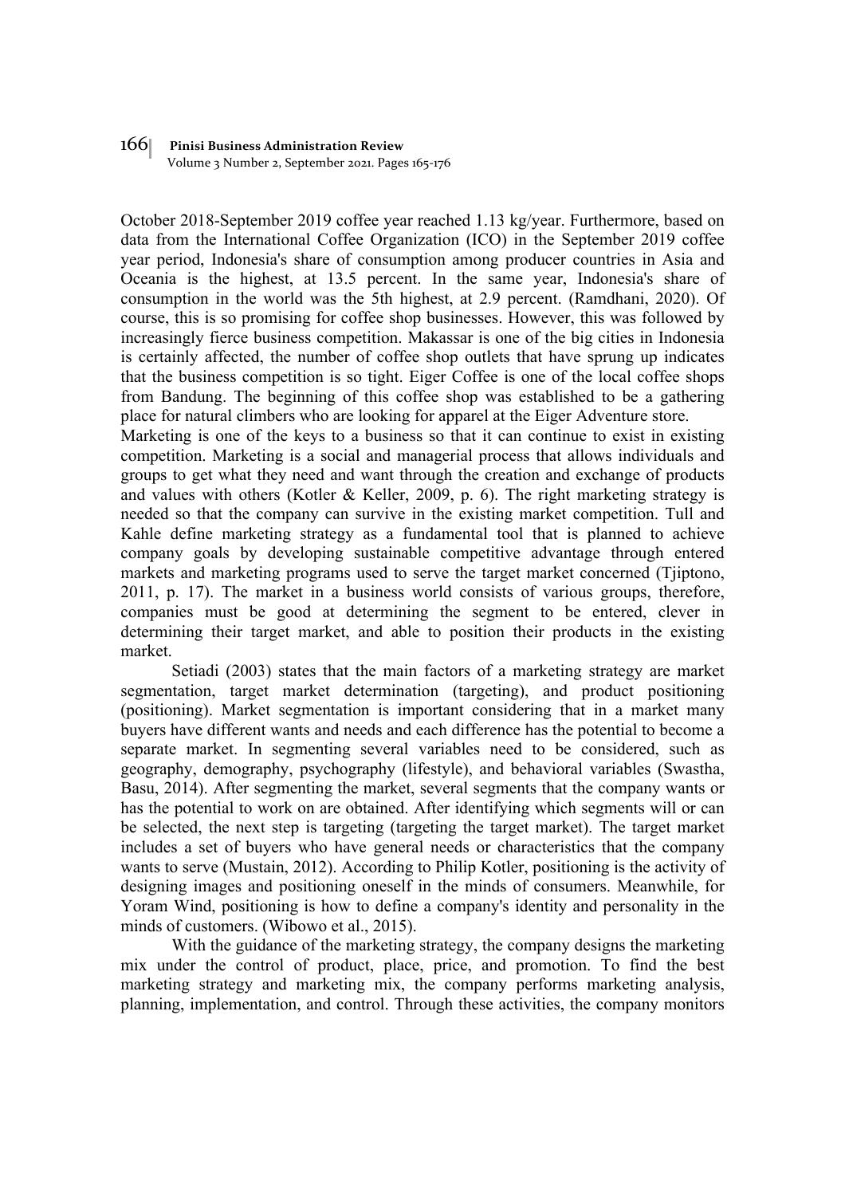October 2018-September 2019 coffee year reached 1.13 kg/year. Furthermore, based on data from the International Coffee Organization (ICO) in the September 2019 coffee year period, Indonesia's share of consumption among producer countries in Asia and Oceania is the highest, at 13.5 percent. In the same year, Indonesia's share of consumption in the world was the 5th highest, at 2.9 percent. (Ramdhani, 2020). Of course, this is so promising for coffee shop businesses. However, this was followed by increasingly fierce business competition. Makassar is one of the big cities in Indonesia is certainly affected, the number of coffee shop outlets that have sprung up indicates that the business competition is so tight. Eiger Coffee is one of the local coffee shops from Bandung. The beginning of this coffee shop was established to be a gathering place for natural climbers who are looking for apparel at the Eiger Adventure store.

Marketing is one of the keys to a business so that it can continue to exist in existing competition. Marketing is a social and managerial process that allows individuals and groups to get what they need and want through the creation and exchange of products and values with others (Kotler & Keller, 2009, p. 6). The right marketing strategy is needed so that the company can survive in the existing market competition. Tull and Kahle define marketing strategy as a fundamental tool that is planned to achieve company goals by developing sustainable competitive advantage through entered markets and marketing programs used to serve the target market concerned (Tjiptono, 2011, p. 17). The market in a business world consists of various groups, therefore, companies must be good at determining the segment to be entered, clever in determining their target market, and able to position their products in the existing market.

Setiadi (2003) states that the main factors of a marketing strategy are market segmentation, target market determination (targeting), and product positioning (positioning). Market segmentation is important considering that in a market many buyers have different wants and needs and each difference has the potential to become a separate market. In segmenting several variables need to be considered, such as geography, demography, psychography (lifestyle), and behavioral variables (Swastha, Basu, 2014). After segmenting the market, several segments that the company wants or has the potential to work on are obtained. After identifying which segments will or can be selected, the next step is targeting (targeting the target market). The target market includes a set of buyers who have general needs or characteristics that the company wants to serve (Mustain, 2012). According to Philip Kotler, positioning is the activity of designing images and positioning oneself in the minds of consumers. Meanwhile, for Yoram Wind, positioning is how to define a company's identity and personality in the minds of customers. (Wibowo et al., 2015).

With the guidance of the marketing strategy, the company designs the marketing mix under the control of product, place, price, and promotion. To find the best marketing strategy and marketing mix, the company performs marketing analysis, planning, implementation, and control. Through these activities, the company monitors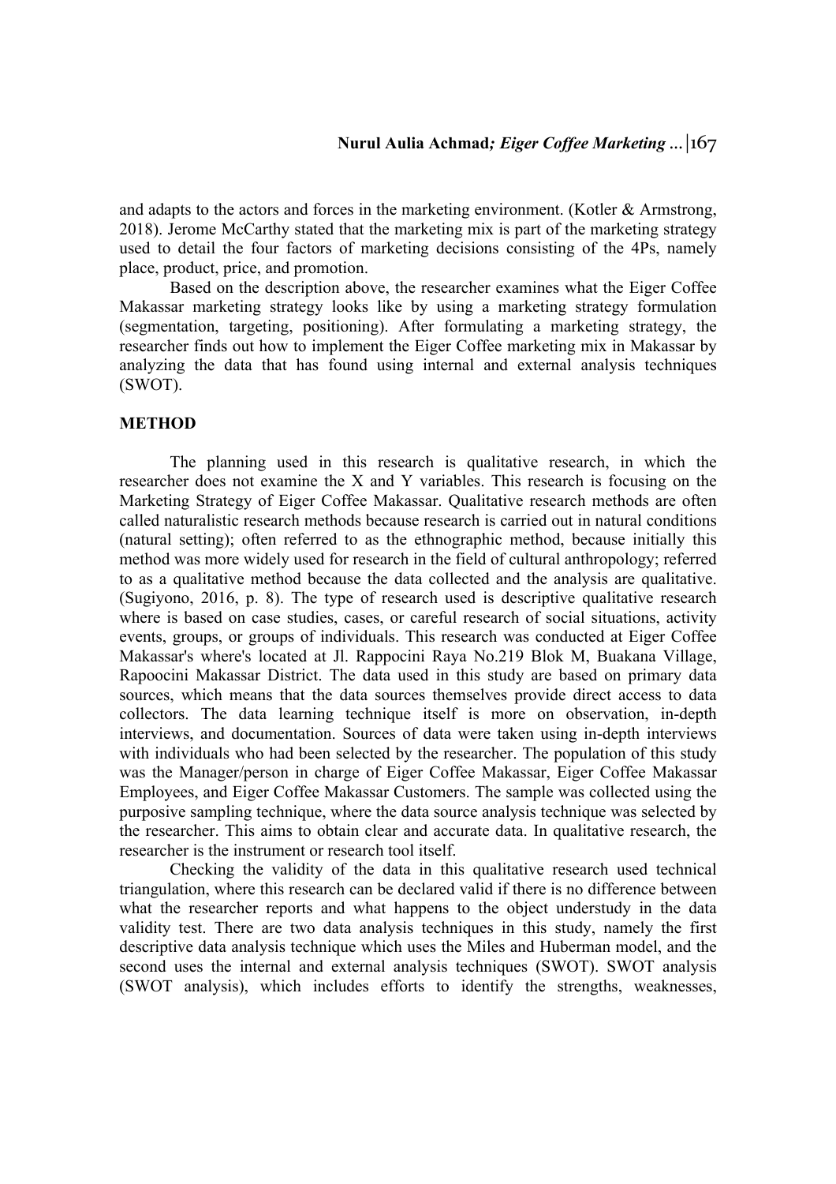and adapts to the actors and forces in the marketing environment. (Kotler & Armstrong, 2018). Jerome McCarthy stated that the marketing mix is part of the marketing strategy used to detail the four factors of marketing decisions consisting of the 4Ps, namely place, product, price, and promotion.

Based on the description above, the researcher examines what the Eiger Coffee Makassar marketing strategy looks like by using a marketing strategy formulation (segmentation, targeting, positioning). After formulating a marketing strategy, the researcher finds out how to implement the Eiger Coffee marketing mix in Makassar by analyzing the data that has found using internal and external analysis techniques (SWOT).

## METHOD

The planning used in this research is qualitative research, in which the researcher does not examine the X and Y variables. This research is focusing on the Marketing Strategy of Eiger Coffee Makassar. Qualitative research methods are often called naturalistic research methods because research is carried out in natural conditions (natural setting); often referred to as the ethnographic method, because initially this method was more widely used for research in the field of cultural anthropology; referred to as a qualitative method because the data collected and the analysis are qualitative. (Sugiyono, 2016, p. 8). The type of research used is descriptive qualitative research where is based on case studies, cases, or careful research of social situations, activity events, groups, or groups of individuals. This research was conducted at Eiger Coffee Makassar's where's located at Jl. Rappocini Raya No.219 Blok M, Buakana Village, Rapoocini Makassar District. The data used in this study are based on primary data sources, which means that the data sources themselves provide direct access to data collectors. The data learning technique itself is more on observation, in-depth interviews, and documentation. Sources of data were taken using in-depth interviews with individuals who had been selected by the researcher. The population of this study was the Manager/person in charge of Eiger Coffee Makassar, Eiger Coffee Makassar Employees, and Eiger Coffee Makassar Customers. The sample was collected using the purposive sampling technique, where the data source analysis technique was selected by the researcher. This aims to obtain clear and accurate data. In qualitative research, the researcher is the instrument or research tool itself.

Checking the validity of the data in this qualitative research used technical triangulation, where this research can be declared valid if there is no difference between what the researcher reports and what happens to the object understudy in the data validity test. There are two data analysis techniques in this study, namely the first descriptive data analysis technique which uses the Miles and Huberman model, and the second uses the internal and external analysis techniques (SWOT). SWOT analysis (SWOT analysis), which includes efforts to identify the strengths, weaknesses,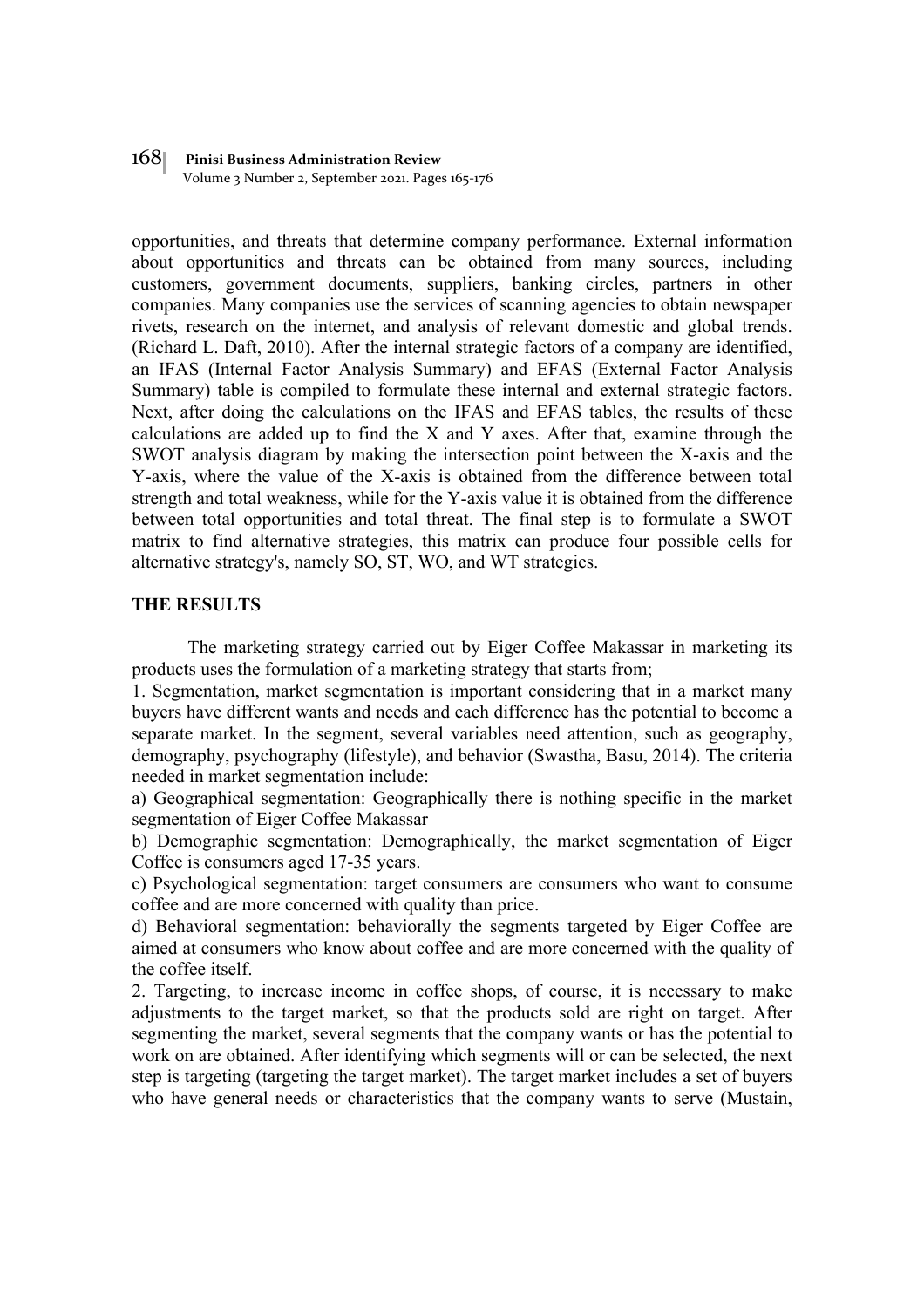opportunities, and threats that determine company performance. External information about opportunities and threats can be obtained from many sources, including customers, government documents, suppliers, banking circles, partners in other companies. Many companies use the services of scanning agencies to obtain newspaper rivets, research on the internet, and analysis of relevant domestic and global trends. (Richard L. Daft, 2010). After the internal strategic factors of a company are identified, an IFAS (Internal Factor Analysis Summary) and EFAS (External Factor Analysis Summary) table is compiled to formulate these internal and external strategic factors. Next, after doing the calculations on the IFAS and EFAS tables, the results of these calculations are added up to find the X and Y axes. After that, examine through the SWOT analysis diagram by making the intersection point between the X-axis and the Y-axis, where the value of the X-axis is obtained from the difference between total strength and total weakness, while for the Y-axis value it is obtained from the difference between total opportunities and total threat. The final step is to formulate a SWOT matrix to find alternative strategies, this matrix can produce four possible cells for alternative strategy's, namely SO, ST, WO, and WT strategies.

## THE RESULTS

The marketing strategy carried out by Eiger Coffee Makassar in marketing its products uses the formulation of a marketing strategy that starts from;

1. Segmentation, market segmentation is important considering that in a market many buyers have different wants and needs and each difference has the potential to become a separate market. In the segment, several variables need attention, such as geography, demography, psychography (lifestyle), and behavior (Swastha, Basu, 2014). The criteria needed in market segmentation include:

a) Geographical segmentation: Geographically there is nothing specific in the market segmentation of Eiger Coffee Makassar

b) Demographic segmentation: Demographically, the market segmentation of Eiger Coffee is consumers aged 17-35 years.

c) Psychological segmentation: target consumers are consumers who want to consume coffee and are more concerned with quality than price.

d) Behavioral segmentation: behaviorally the segments targeted by Eiger Coffee are aimed at consumers who know about coffee and are more concerned with the quality of the coffee itself.

2. Targeting, to increase income in coffee shops, of course, it is necessary to make adjustments to the target market, so that the products sold are right on target. After segmenting the market, several segments that the company wants or has the potential to work on are obtained. After identifying which segments will or can be selected, the next step is targeting (targeting the target market). The target market includes a set of buyers who have general needs or characteristics that the company wants to serve (Mustain,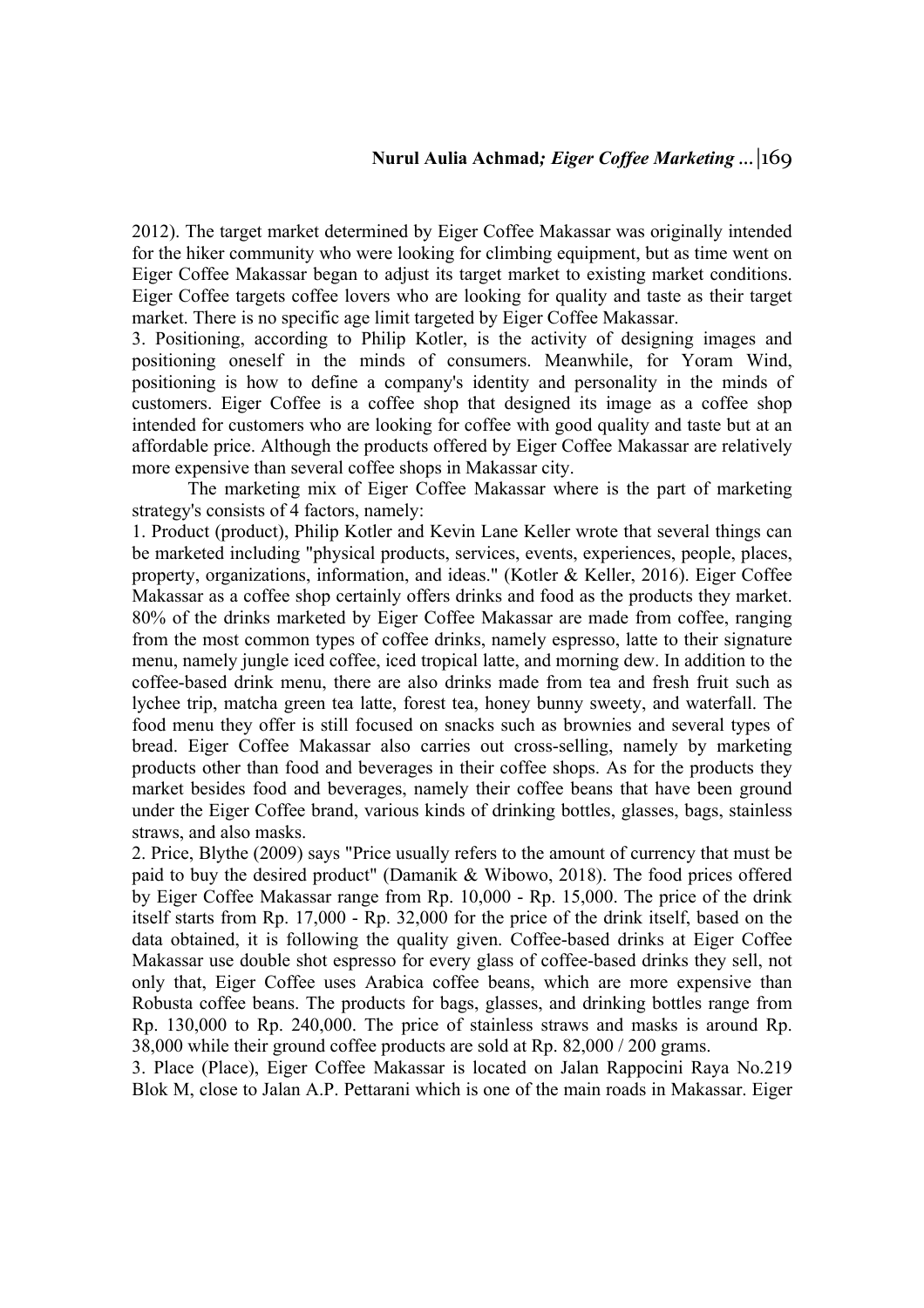2012). The target market determined by Eiger Coffee Makassar was originally intended for the hiker community who were looking for climbing equipment, but as time went on Eiger Coffee Makassar began to adjust its target market to existing market conditions. Eiger Coffee targets coffee lovers who are looking for quality and taste as their target market. There is no specific age limit targeted by Eiger Coffee Makassar.

3. Positioning, according to Philip Kotler, is the activity of designing images and positioning oneself in the minds of consumers. Meanwhile, for Yoram Wind, positioning is how to define a company's identity and personality in the minds of customers. Eiger Coffee is a coffee shop that designed its image as a coffee shop intended for customers who are looking for coffee with good quality and taste but at an affordable price. Although the products offered by Eiger Coffee Makassar are relatively more expensive than several coffee shops in Makassar city.

The marketing mix of Eiger Coffee Makassar where is the part of marketing strategy's consists of 4 factors, namely:

1. Product (product), Philip Kotler and Kevin Lane Keller wrote that several things can be marketed including "physical products, services, events, experiences, people, places, property, organizations, information, and ideas." (Kotler & Keller, 2016). Eiger Coffee Makassar as a coffee shop certainly offers drinks and food as the products they market. 80% of the drinks marketed by Eiger Coffee Makassar are made from coffee, ranging from the most common types of coffee drinks, namely espresso, latte to their signature menu, namely jungle iced coffee, iced tropical latte, and morning dew. In addition to the coffee-based drink menu, there are also drinks made from tea and fresh fruit such as lychee trip, matcha green tea latte, forest tea, honey bunny sweety, and waterfall. The food menu they offer is still focused on snacks such as brownies and several types of bread. Eiger Coffee Makassar also carries out cross-selling, namely by marketing products other than food and beverages in their coffee shops. As for the products they market besides food and beverages, namely their coffee beans that have been ground under the Eiger Coffee brand, various kinds of drinking bottles, glasses, bags, stainless straws, and also masks.

2. Price, Blythe (2009) says "Price usually refers to the amount of currency that must be paid to buy the desired product" (Damanik & Wibowo, 2018). The food prices offered by Eiger Coffee Makassar range from Rp. 10,000 - Rp. 15,000. The price of the drink itself starts from Rp. 17,000 - Rp. 32,000 for the price of the drink itself, based on the data obtained, it is following the quality given. Coffee-based drinks at Eiger Coffee Makassar use double shot espresso for every glass of coffee-based drinks they sell, not only that, Eiger Coffee uses Arabica coffee beans, which are more expensive than Robusta coffee beans. The products for bags, glasses, and drinking bottles range from Rp. 130,000 to Rp. 240,000. The price of stainless straws and masks is around Rp. 38,000 while their ground coffee products are sold at Rp. 82,000 / 200 grams.

3. Place (Place), Eiger Coffee Makassar is located on Jalan Rappocini Raya No.219 Blok M, close to Jalan A.P. Pettarani which is one of the main roads in Makassar. Eiger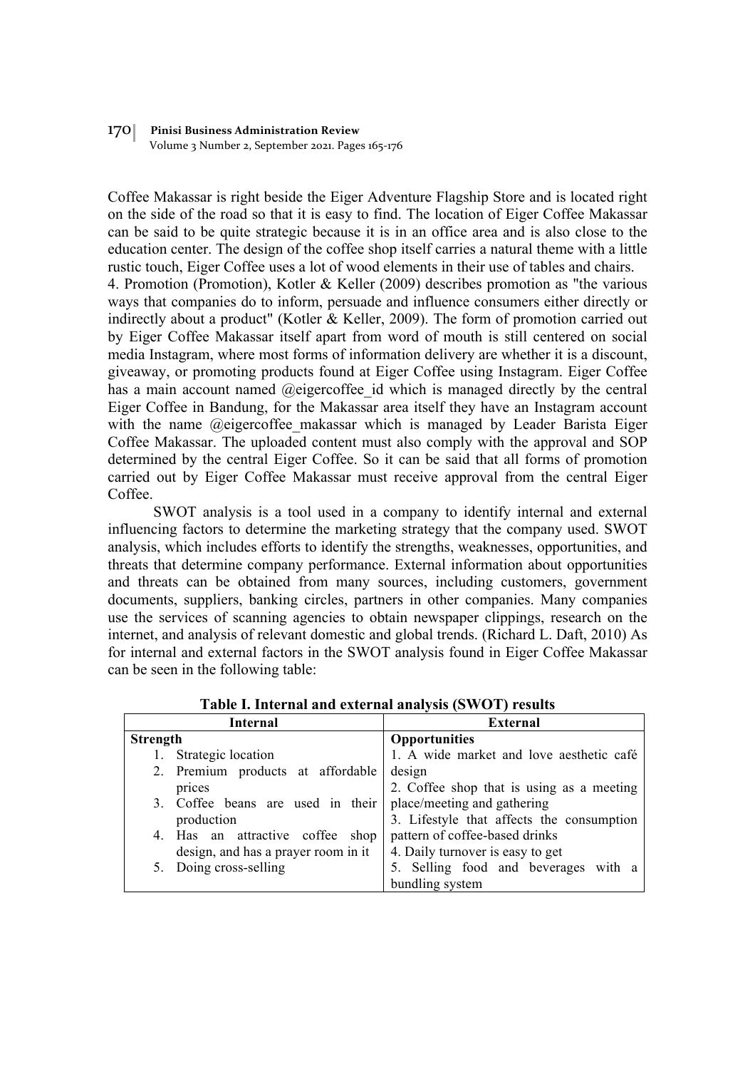Coffee Makassar is right beside the Eiger Adventure Flagship Store and is located right on the side of the road so that it is easy to find. The location of Eiger Coffee Makassar can be said to be quite strategic because it is in an office area and is also close to the education center. The design of the coffee shop itself carries a natural theme with a little rustic touch, Eiger Coffee uses a lot of wood elements in their use of tables and chairs.

4. Promotion (Promotion), Kotler & Keller (2009) describes promotion as "the various ways that companies do to inform, persuade and influence consumers either directly or indirectly about a product" (Kotler & Keller, 2009). The form of promotion carried out by Eiger Coffee Makassar itself apart from word of mouth is still centered on social media Instagram, where most forms of information delivery are whether it is a discount, giveaway, or promoting products found at Eiger Coffee using Instagram. Eiger Coffee has a main account named @eigercoffee_id which is managed directly by the central Eiger Coffee in Bandung, for the Makassar area itself they have an Instagram account with the name @eigercoffee_makassar which is managed by Leader Barista Eiger Coffee Makassar. The uploaded content must also comply with the approval and SOP determined by the central Eiger Coffee. So it can be said that all forms of promotion carried out by Eiger Coffee Makassar must receive approval from the central Eiger Coffee.

SWOT analysis is a tool used in a company to identify internal and external influencing factors to determine the marketing strategy that the company used. SWOT analysis, which includes efforts to identify the strengths, weaknesses, opportunities, and threats that determine company performance. External information about opportunities and threats can be obtained from many sources, including customers, government documents, suppliers, banking circles, partners in other companies. Many companies use the services of scanning agencies to obtain newspaper clippings, research on the internet, and analysis of relevant domestic and global trends. (Richard L. Daft, 2010) As for internal and external factors in the SWOT analysis found in Eiger Coffee Makassar can be seen in the following table:

**Table I. Internal and external analysis (SWOT) results**

| Internal | External |
|---|---|
| **Strength** | **Opportunities** |
| 1. Strategic location | 1. A wide market and love aesthetic café design |
| 2. Premium products at affordable prices | 2. Coffee shop that is using as a meeting place/meeting and gathering |
| 3. Coffee beans are used in their production | 3. Lifestyle that affects the consumption pattern of coffee-based drinks |
| 4. Has an attractive coffee shop design, and has a prayer room in it | 4. Daily turnover is easy to get |
| 5. Doing cross-selling | 5. Selling food and beverages with a bundling system |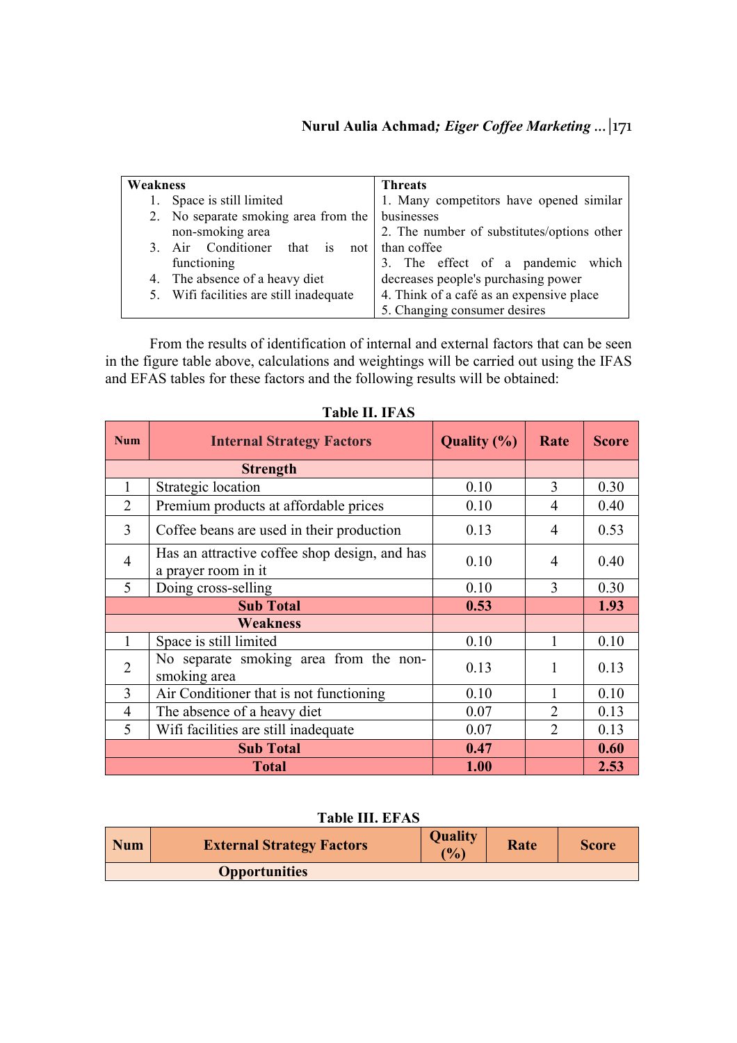| Weakness | Threats |
|---|---|
| 1. Space is still limited<br>2. No separate smoking area from the non-smoking area<br>3. Air Conditioner that is not functioning<br>4. The absence of a heavy diet<br>5. Wifi facilities are still inadequate | 1. Many competitors have opened similar businesses<br>2. The number of substitutes/options other than coffee<br>3. The effect of a pandemic which decreases people's purchasing power<br>4. Think of a café as an expensive place<br>5. Changing consumer desires |

From the results of identification of internal and external factors that can be seen in the figure table above, calculations and weightings will be carried out using the IFAS and EFAS tables for these factors and the following results will be obtained:

**Table II. IFAS**

| Num | Internal Strategy Factors | Quality (%) | Rate | Score |
|---|---|---|---|---|
| | **Strength** | | | |
| 1 | Strategic location | 0.10 | 3 | 0.30 |
| 2 | Premium products at affordable prices | 0.10 | 4 | 0.40 |
| 3 | Coffee beans are used in their production | 0.13 | 4 | 0.53 |
| 4 | Has an attractive coffee shop design, and has a prayer room in it | 0.10 | 4 | 0.40 |
| 5 | Doing cross-selling | 0.10 | 3 | 0.30 |
| | **Sub Total** | **0.53** | | **1.93** |
| | **Weakness** | | | |
| 1 | Space is still limited | 0.10 | 1 | 0.10 |
| 2 | No separate smoking area from the non-smoking area | 0.13 | 1 | 0.13 |
| 3 | Air Conditioner that is not functioning | 0.10 | 1 | 0.10 |
| 4 | The absence of a heavy diet | 0.07 | 2 | 0.13 |
| 5 | Wifi facilities are still inadequate | 0.07 | 2 | 0.13 |
| | **Sub Total** | **0.47** | | **0.60** |
| | **Total** | **1.00** | | **2.53** |

**Table III. EFAS**

| Num | External Strategy Factors | Quality (%) | Rate | Score |
|---|---|---|---|---|
| | **Opportunities** | | | |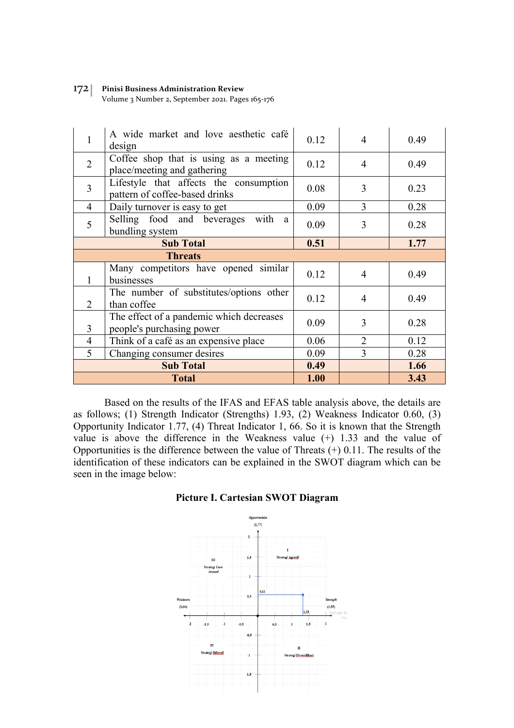| 1 | A wide market and love aesthetic café design | 0.12 | 4 | 0.49 |
|---|---|---|---|---|
| 2 | Coffee shop that is using as a meeting place/meeting and gathering | 0.12 | 4 | 0.49 |
| 3 | Lifestyle that affects the consumption pattern of coffee-based drinks | 0.08 | 3 | 0.23 |
| 4 | Daily turnover is easy to get | 0.09 | 3 | 0.28 |
| 5 | Selling food and beverages with a bundling system | 0.09 | 3 | 0.28 |
| **Sub Total** | | **0.51** | | **1.77** |
| **Threats** | | | | |
| 1 | Many competitors have opened similar businesses | 0.12 | 4 | 0.49 |
| 2 | The number of substitutes/options other than coffee | 0.12 | 4 | 0.49 |
| 3 | The effect of a pandemic which decreases people's purchasing power | 0.09 | 3 | 0.28 |
| 4 | Think of a café as an expensive place | 0.06 | 2 | 0.12 |
| 5 | Changing consumer desires | 0.09 | 3 | 0.28 |
| **Sub Total** | | **0.49** | | **1.66** |
| **Total** | | **1.00** | | **3.43** |

Based on the results of the IFAS and EFAS table analysis above, the details are as follows; (1) Strength Indicator (Strengths) 1.93, (2) Weakness Indicator 0.60, (3) Opportunity Indicator 1.77, (4) Threat Indicator 1, 66. So it is known that the Strength value is above the difference in the Weakness value (+) 1.33 and the value of Opportunities is the difference between the value of Threats (+) 0.11. The results of the identification of these indicators can be explained in the SWOT diagram which can be seen in the image below:

**Picture I. Cartesian SWOT Diagram**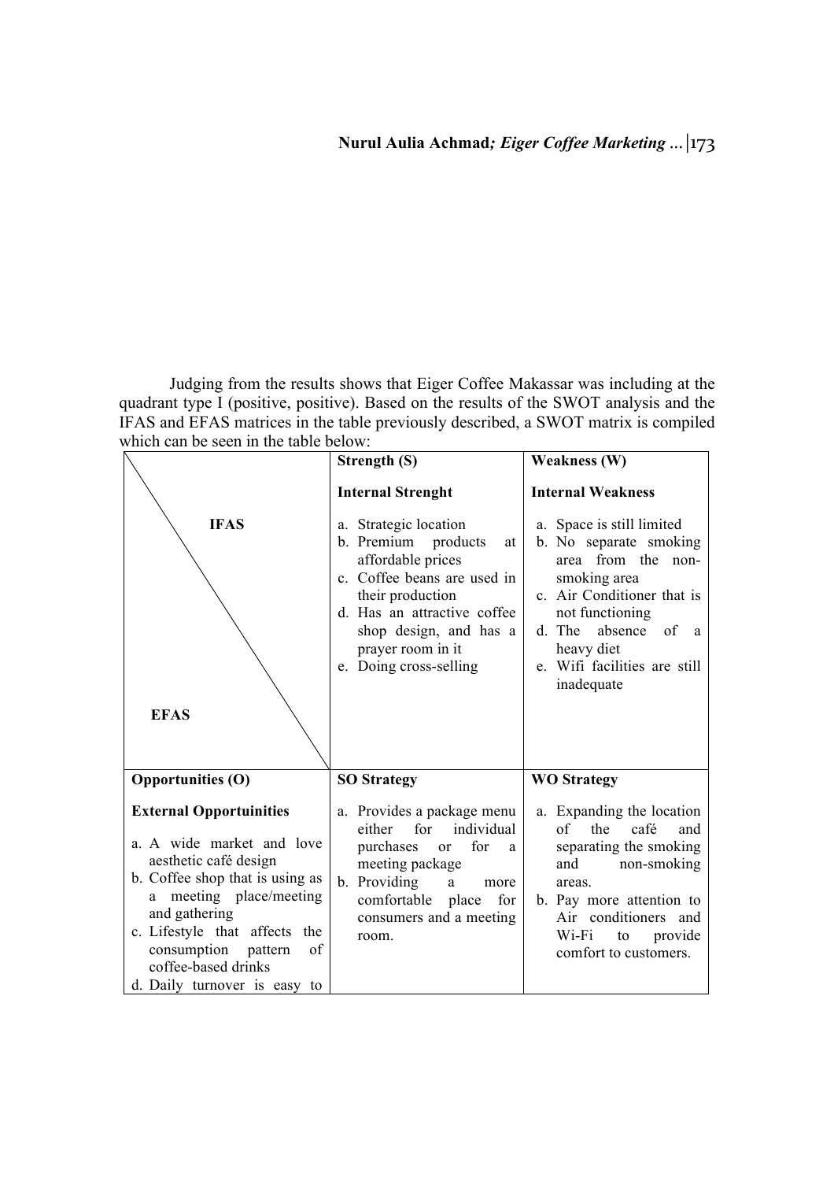Judging from the results shows that Eiger Coffee Makassar was including at the quadrant type I (positive, positive). Based on the results of the SWOT analysis and the IFAS and EFAS matrices in the table previously described, a SWOT matrix is compiled which can be seen in the table below:

| IFAS / EFAS | **Strength (S)**<br><br>**Internal Strenght**<br><br>a. Strategic location<br>b. Premium products at affordable prices<br>c. Coffee beans are used in their production<br>d. Has an attractive coffee shop design, and has a prayer room in it<br>e. Doing cross-selling | **Weakness (W)**<br><br>**Internal Weakness**<br><br>a. Space is still limited<br>b. No separate smoking area from the non-smoking area<br>c. Air Conditioner that is not functioning<br>d. The absence of a heavy diet<br>e. Wifi facilities are still inadequate |
|---|---|---|
| **Opportunities (O)**<br><br>**External Opportuinities**<br><br>a. A wide market and love aesthetic café design<br>b. Coffee shop that is using as a meeting place/meeting and gathering<br>c. Lifestyle that affects the consumption pattern of coffee-based drinks<br>d. Daily turnover is easy to | **SO Strategy**<br><br>a. Provides a package menu either for individual purchases or for a meeting package<br>b. Providing a more comfortable place for consumers and a meeting room. | **WO Strategy**<br><br>a. Expanding the location of the café and separating the smoking and non-smoking areas.<br>b. Pay more attention to Air conditioners and Wi-Fi to provide comfort to customers. |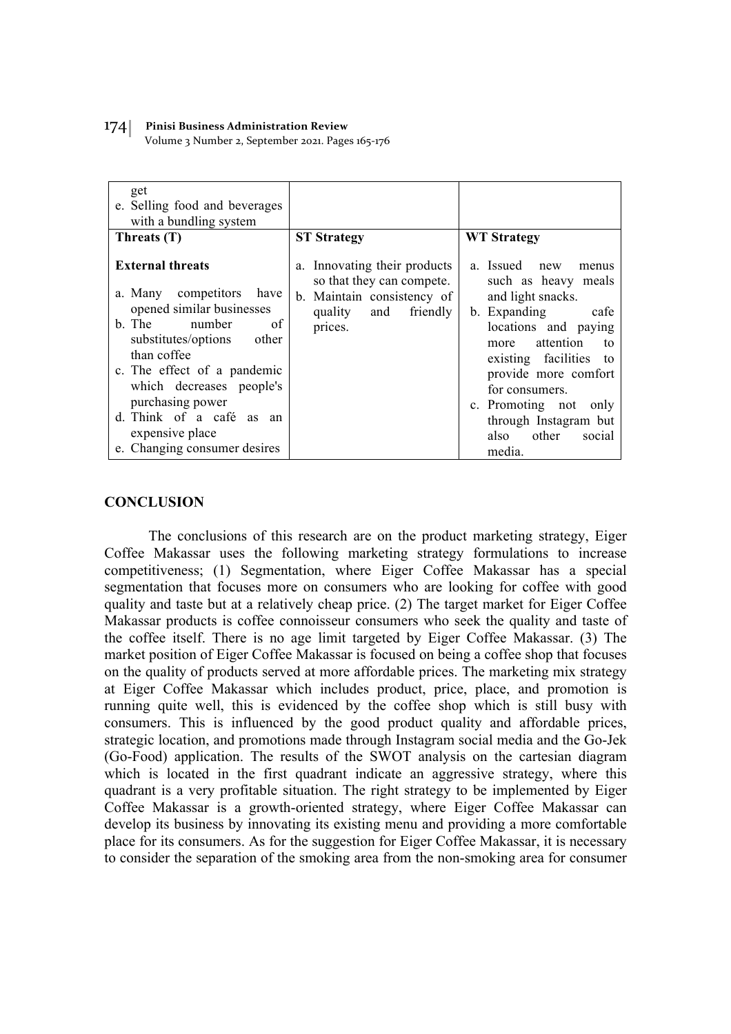| | | |
|---|---|---|
| get<br>e. Selling food and beverages with a bundling system | | |
| **Threats (T)** | **ST Strategy** | **WT Strategy** |
| **External threats**<br>a. Many competitors have opened similar businesses<br>b. The number of substitutes/options other than coffee<br>c. The effect of a pandemic which decreases people's purchasing power<br>d. Think of a café as an expensive place<br>e. Changing consumer desires | a. Innovating their products so that they can compete.<br>b. Maintain consistency of quality and friendly prices. | a. Issued new menus such as heavy meals and light snacks.<br>b. Expanding cafe locations and paying more attention to existing facilities to provide more comfort for consumers.<br>c. Promoting not only through Instagram but also other social media. |

## CONCLUSION

The conclusions of this research are on the product marketing strategy, Eiger Coffee Makassar uses the following marketing strategy formulations to increase competitiveness; (1) Segmentation, where Eiger Coffee Makassar has a special segmentation that focuses more on consumers who are looking for coffee with good quality and taste but at a relatively cheap price. (2) The target market for Eiger Coffee Makassar products is coffee connoisseur consumers who seek the quality and taste of the coffee itself. There is no age limit targeted by Eiger Coffee Makassar. (3) The market position of Eiger Coffee Makassar is focused on being a coffee shop that focuses on the quality of products served at more affordable prices. The marketing mix strategy at Eiger Coffee Makassar which includes product, price, place, and promotion is running quite well, this is evidenced by the coffee shop which is still busy with consumers. This is influenced by the good product quality and affordable prices, strategic location, and promotions made through Instagram social media and the Go-Jek (Go-Food) application. The results of the SWOT analysis on the cartesian diagram which is located in the first quadrant indicate an aggressive strategy, where this quadrant is a very profitable situation. The right strategy to be implemented by Eiger Coffee Makassar is a growth-oriented strategy, where Eiger Coffee Makassar can develop its business by innovating its existing menu and providing a more comfortable place for its consumers. As for the suggestion for Eiger Coffee Makassar, it is necessary to consider the separation of the smoking area from the non-smoking area for consumer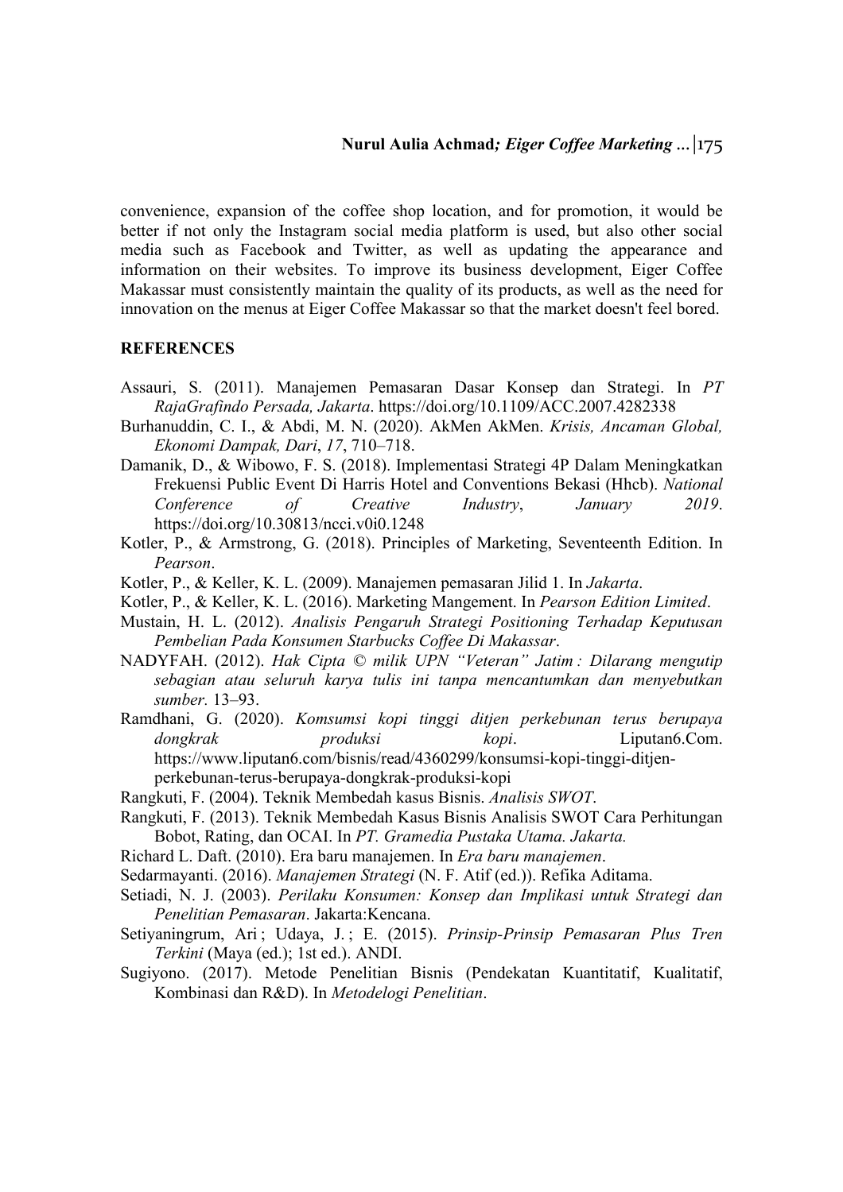convenience, expansion of the coffee shop location, and for promotion, it would be better if not only the Instagram social media platform is used, but also other social media such as Facebook and Twitter, as well as updating the appearance and information on their websites. To improve its business development, Eiger Coffee Makassar must consistently maintain the quality of its products, as well as the need for innovation on the menus at Eiger Coffee Makassar so that the market doesn't feel bored.

## REFERENCES

Assauri, S. (2011). Manajemen Pemasaran Dasar Konsep dan Strategi. In *PT RajaGrafindo Persada, Jakarta*. https://doi.org/10.1109/ACC.2007.4282338

Burhanuddin, C. I., & Abdi, M. N. (2020). AkMen AkMen. *Krisis, Ancaman Global, Ekonomi Dampak, Dari*, *17*, 710–718.

Damanik, D., & Wibowo, F. S. (2018). Implementasi Strategi 4P Dalam Meningkatkan Frekuensi Public Event Di Harris Hotel and Conventions Bekasi (Hhcb). *National Conference of Creative Industry*, *January 2019*. https://doi.org/10.30813/ncci.v0i0.1248

Kotler, P., & Armstrong, G. (2018). Principles of Marketing, Seventeenth Edition. In *Pearson*.

Kotler, P., & Keller, K. L. (2009). Manajemen pemasaran Jilid 1. In *Jakarta*.

Kotler, P., & Keller, K. L. (2016). Marketing Mangement. In *Pearson Edition Limited*.

Mustain, H. L. (2012). *Analisis Pengaruh Strategi Positioning Terhadap Keputusan Pembelian Pada Konsumen Starbucks Coffee Di Makassar*.

NADYFAH. (2012). *Hak Cipta © milik UPN "Veteran" Jatim : Dilarang mengutip sebagian atau seluruh karya tulis ini tanpa mencantumkan dan menyebutkan sumber.* 13–93.

Ramdhani, G. (2020). *Komsumsi kopi tinggi ditjen perkebunan terus berupaya dongkrak produksi kopi*. Liputan6.Com. https://www.liputan6.com/bisnis/read/4360299/konsumsi-kopi-tinggi-ditjen-perkebunan-terus-berupaya-dongkrak-produksi-kopi

Rangkuti, F. (2004). Teknik Membedah kasus Bisnis. *Analisis SWOT*.

Rangkuti, F. (2013). Teknik Membedah Kasus Bisnis Analisis SWOT Cara Perhitungan Bobot, Rating, dan OCAI. In *PT. Gramedia Pustaka Utama. Jakarta.*

Richard L. Daft. (2010). Era baru manajemen. In *Era baru manajemen*.

Sedarmayanti. (2016). *Manajemen Strategi* (N. F. Atif (ed.)). Refika Aditama.

Setiadi, N. J. (2003). *Perilaku Konsumen: Konsep dan Implikasi untuk Strategi dan Penelitian Pemasaran*. Jakarta:Kencana.

Setiyaningrum, Ari ; Udaya, J. ; E. (2015). *Prinsip-Prinsip Pemasaran Plus Tren Terkini* (Maya (ed.); 1st ed.). ANDI.

Sugiyono. (2017). Metode Penelitian Bisnis (Pendekatan Kuantitatif, Kualitatif, Kombinasi dan R&D). In *Metodelogi Penelitian*.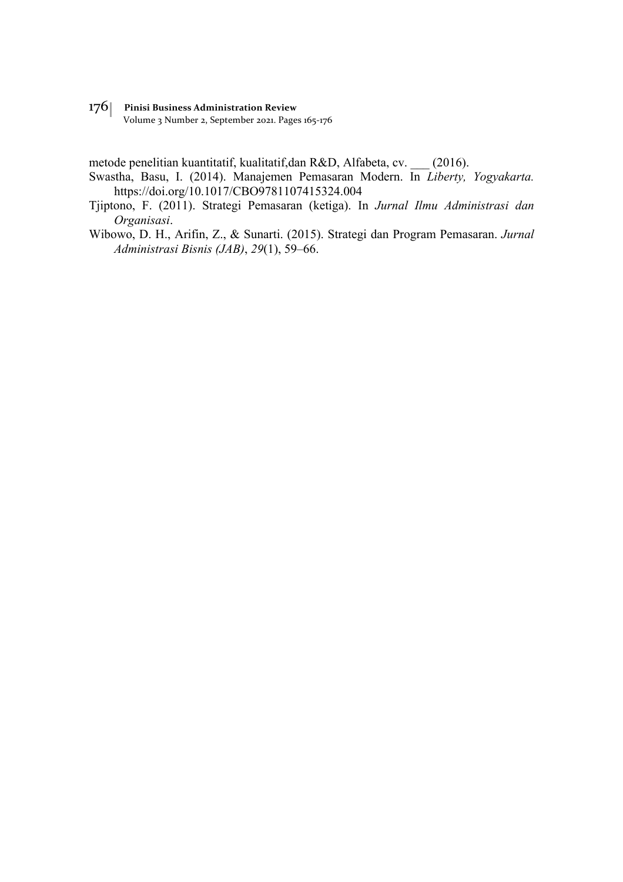metode penelitian kuantitatif, kualitatif,dan R&D, Alfabeta, cv. ___ (2016).

Swastha, Basu, I. (2014). Manajemen Pemasaran Modern. In *Liberty, Yogyakarta.* https://doi.org/10.1017/CBO9781107415324.004

Tjiptono, F. (2011). Strategi Pemasaran (ketiga). In *Jurnal Ilmu Administrasi dan Organisasi*.

Wibowo, D. H., Arifin, Z., & Sunarti. (2015). Strategi dan Program Pemasaran. *Jurnal Administrasi Bisnis (JAB)*, *29*(1), 59–66.